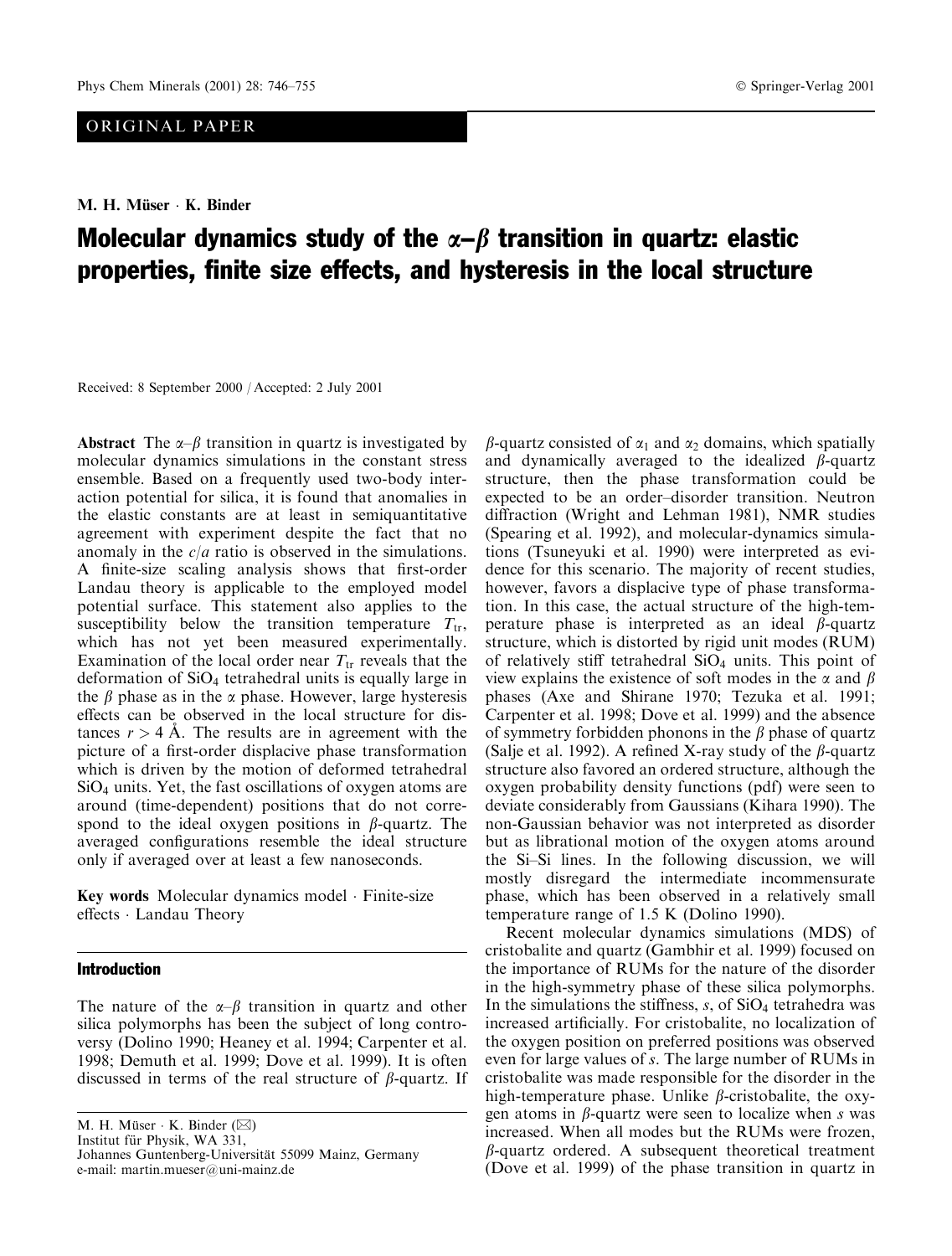ORIGINAL PAPER

**M. H. Müser · K. Binder**

# Molecular dynamics study of the $\alpha$–$\beta$ transition in quartz: elastic properties, finite size effects, and hysteresis in the local structure

Received: 8 September 2000 / Accepted: 2 July 2001

**Abstract** The $\alpha$–$\beta$ transition in quartz is investigated by molecular dynamics simulations in the constant stress ensemble. Based on a frequently used two-body interaction potential for silica, it is found that anomalies in the elastic constants are at least in semiquantitative agreement with experiment despite the fact that no anomaly in the $c/a$ ratio is observed in the simulations. A finite-size scaling analysis shows that first-order Landau theory is applicable to the employed model potential surface. This statement also applies to the susceptibility below the transition temperature $T_{tr}$, which has not yet been measured experimentally. Examination of the local order near $T_{tr}$ reveals that the deformation of $SiO_4$ tetrahedral units is equally large in the $\beta$ phase as in the $\alpha$ phase. However, large hysteresis effects can be observed in the local structure for distances $r > 4$ Å. The results are in agreement with the picture of a first-order displacive phase transformation which is driven by the motion of deformed tetrahedral $SiO_4$ units. Yet, the fast oscillations of oxygen atoms are around (time-dependent) positions that do not correspond to the ideal oxygen positions in $\beta$-quartz. The averaged configurations resemble the ideal structure only if averaged over at least a few nanoseconds.

**Key words** Molecular dynamics model · Finite-size effects · Landau Theory

## Introduction

The nature of the $\alpha$–$\beta$ transition in quartz and other silica polymorphs has been the subject of long controversy (Dolino 1990; Heaney et al. 1994; Carpenter et al. 1998; Demuth et al. 1999; Dove et al. 1999). It is often discussed in terms of the real structure of $\beta$-quartz. If $\beta$-quartz consisted of $\alpha_1$ and $\alpha_2$ domains, which spatially and dynamically averaged to the idealized $\beta$-quartz structure, then the phase transformation could be expected to be an order–disorder transition. Neutron diffraction (Wright and Lehman 1981), NMR studies (Spearing et al. 1992), and molecular-dynamics simulations (Tsuneyuki et al. 1990) were interpreted as evidence for this scenario. The majority of recent studies, however, favors a displacive type of phase transformation. In this case, the actual structure of the high-temperature phase is interpreted as an ideal $\beta$-quartz structure, which is distorted by rigid unit modes (RUM) of relatively stiff tetrahedral $SiO_4$ units. This point of view explains the existence of soft modes in the $\alpha$ and $\beta$ phases (Axe and Shirane 1970; Tezuka et al. 1991; Carpenter et al. 1998; Dove et al. 1999) and the absence of symmetry forbidden phonons in the $\beta$ phase of quartz (Salje et al. 1992). A refined X-ray study of the $\beta$-quartz structure also favored an ordered structure, although the oxygen probability density functions (pdf) were seen to deviate considerably from Gaussians (Kihara 1990). The non-Gaussian behavior was not interpreted as disorder but as librational motion of the oxygen atoms around the Si–Si lines. In the following discussion, we will mostly disregard the intermediate incommensurate phase, which has been observed in a relatively small temperature range of 1.5 K (Dolino 1990).

Recent molecular dynamics simulations (MDS) of cristobalite and quartz (Gambhir et al. 1999) focused on the importance of RUMs for the nature of the disorder in the high-symmetry phase of these silica polymorphs. In the simulations the stiffness, $s$, of $SiO_4$ tetrahedra was increased artificially. For cristobalite, no localization of the oxygen position on preferred positions was observed even for large values of $s$. The large number of RUMs in cristobalite was made responsible for the disorder in the high-temperature phase. Unlike $\beta$-cristobalite, the oxygen atoms in $\beta$-quartz were seen to localize when $s$ was increased. When all modes but the RUMs were frozen, $\beta$-quartz ordered. A subsequent theoretical treatment (Dove et al. 1999) of the phase transition in quartz in

M. H. Müser · K. Binder (✉)
Institut für Physik, WA 331,
Johannes Guntenberg-Universität 55099 Mainz, Germany
e-mail: martin.mueser@uni-mainz.de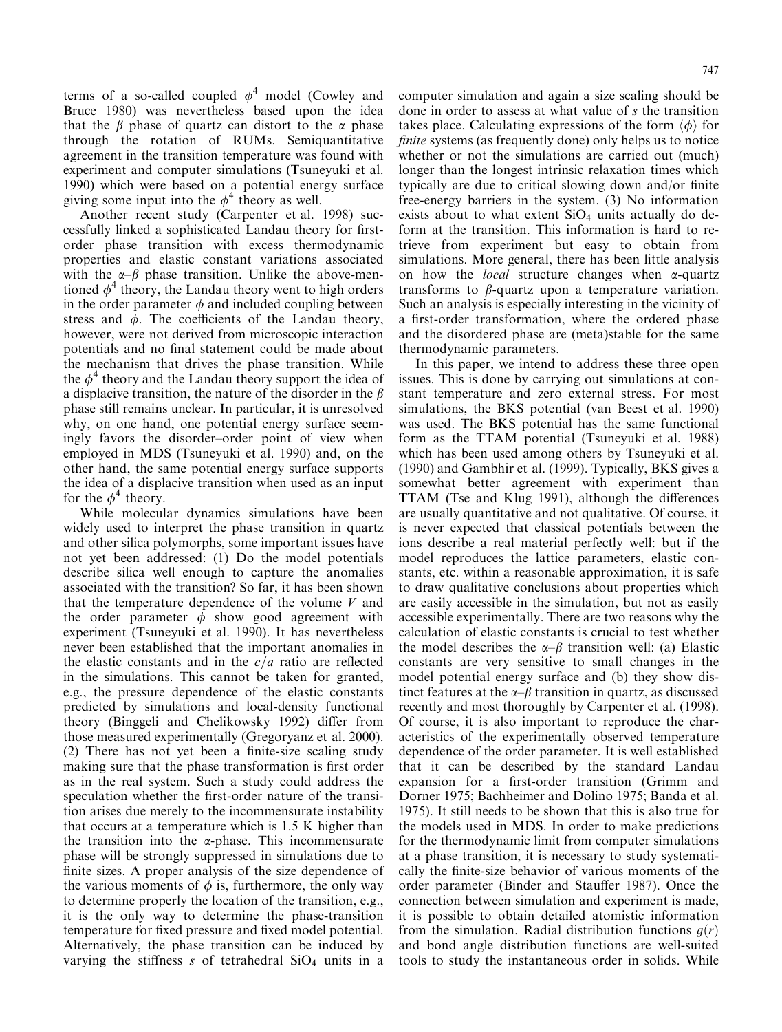terms of a so-called coupled $\phi^4$ model (Cowley and Bruce 1980) was nevertheless based upon the idea that the $\beta$ phase of quartz can distort to the $\alpha$ phase through the rotation of RUMs. Semiquantitative agreement in the transition temperature was found with experiment and computer simulations (Tsuneyuki et al. 1990) which were based on a potential energy surface giving some input into the $\phi^4$ theory as well.

Another recent study (Carpenter et al. 1998) successfully linked a sophisticated Landau theory for first-order phase transition with excess thermodynamic properties and elastic constant variations associated with the $\alpha$–$\beta$ phase transition. Unlike the above-mentioned $\phi^4$ theory, the Landau theory went to high orders in the order parameter $\phi$ and included coupling between stress and $\phi$. The coefficients of the Landau theory, however, were not derived from microscopic interaction potentials and no final statement could be made about the mechanism that drives the phase transition. While the $\phi^4$ theory and the Landau theory support the idea of a displacive transition, the nature of the disorder in the $\beta$ phase still remains unclear. In particular, it is unresolved why, on one hand, one potential energy surface seemingly favors the disorder–order point of view when employed in MDS (Tsuneyuki et al. 1990) and, on the other hand, the same potential energy surface supports the idea of a displacive transition when used as an input for the $\phi^4$ theory.

While molecular dynamics simulations have been widely used to interpret the phase transition in quartz and other silica polymorphs, some important issues have not yet been addressed: (1) Do the model potentials describe silica well enough to capture the anomalies associated with the transition? So far, it has been shown that the temperature dependence of the volume $V$ and the order parameter $\phi$ show good agreement with experiment (Tsuneyuki et al. 1990). It has nevertheless never been established that the important anomalies in the elastic constants and in the $c/a$ ratio are reflected in the simulations. This cannot be taken for granted, e.g., the pressure dependence of the elastic constants predicted by simulations and local-density functional theory (Binggeli and Chelikowsky 1992) differ from those measured experimentally (Gregoryanz et al. 2000). (2) There has not yet been a finite-size scaling study making sure that the phase transformation is first order as in the real system. Such a study could address the speculation whether the first-order nature of the transition arises due merely to the incommensurate instability that occurs at a temperature which is 1.5 K higher than the transition into the $\alpha$-phase. This incommensurate phase will be strongly suppressed in simulations due to finite sizes. A proper analysis of the size dependence of the various moments of $\phi$ is, furthermore, the only way to determine properly the location of the transition, e.g., it is the only way to determine the phase-transition temperature for fixed pressure and fixed model potential. Alternatively, the phase transition can be induced by varying the stiffness $s$ of tetrahedral $SiO_4$ units in a computer simulation and again a size scaling should be done in order to assess at what value of $s$ the transition takes place. Calculating expressions of the form $\langle \phi \rangle$ for *finite* systems (as frequently done) only helps us to notice whether or not the simulations are carried out (much) longer than the longest intrinsic relaxation times which typically are due to critical slowing down and/or finite free-energy barriers in the system. (3) No information exists about to what extent $SiO_4$ units actually do deform at the transition. This information is hard to retrieve from experiment but easy to obtain from simulations. More general, there has been little analysis on how the *local* structure changes when $\alpha$-quartz transforms to $\beta$-quartz upon a temperature variation. Such an analysis is especially interesting in the vicinity of a first-order transformation, where the ordered phase and the disordered phase are (meta)stable for the same thermodynamic parameters.

In this paper, we intend to address these three open issues. This is done by carrying out simulations at constant temperature and zero external stress. For most simulations, the BKS potential (van Beest et al. 1990) was used. The BKS potential has the same functional form as the TTAM potential (Tsuneyuki et al. 1988) which has been used among others by Tsuneyuki et al. (1990) and Gambhir et al. (1999). Typically, BKS gives a somewhat better agreement with experiment than TTAM (Tse and Klug 1991), although the differences are usually quantitative and not qualitative. Of course, it is never expected that classical potentials between the ions describe a real material perfectly well: but if the model reproduces the lattice parameters, elastic constants, etc. within a reasonable approximation, it is safe to draw qualitative conclusions about properties which are easily accessible in the simulation, but not as easily accessible experimentally. There are two reasons why the calculation of elastic constants is crucial to test whether the model describes the $\alpha$–$\beta$ transition well: (a) Elastic constants are very sensitive to small changes in the model potential energy surface and (b) they show distinct features at the $\alpha$–$\beta$ transition in quartz, as discussed recently and most thoroughly by Carpenter et al. (1998). Of course, it is also important to reproduce the characteristics of the experimentally observed temperature dependence of the order parameter. It is well established that it can be described by the standard Landau expansion for a first-order transition (Grimm and Dorner 1975; Bachheimer and Dolino 1975; Banda et al. 1975). It still needs to be shown that this is also true for the models used in MDS. In order to make predictions for the thermodynamic limit from computer simulations at a phase transition, it is necessary to study systematically the finite-size behavior of various moments of the order parameter (Binder and Stauffer 1987). Once the connection between simulation and experiment is made, it is possible to obtain detailed atomistic information from the simulation. Radial distribution functions $g(r)$ and bond angle distribution functions are well-suited tools to study the instantaneous order in solids. While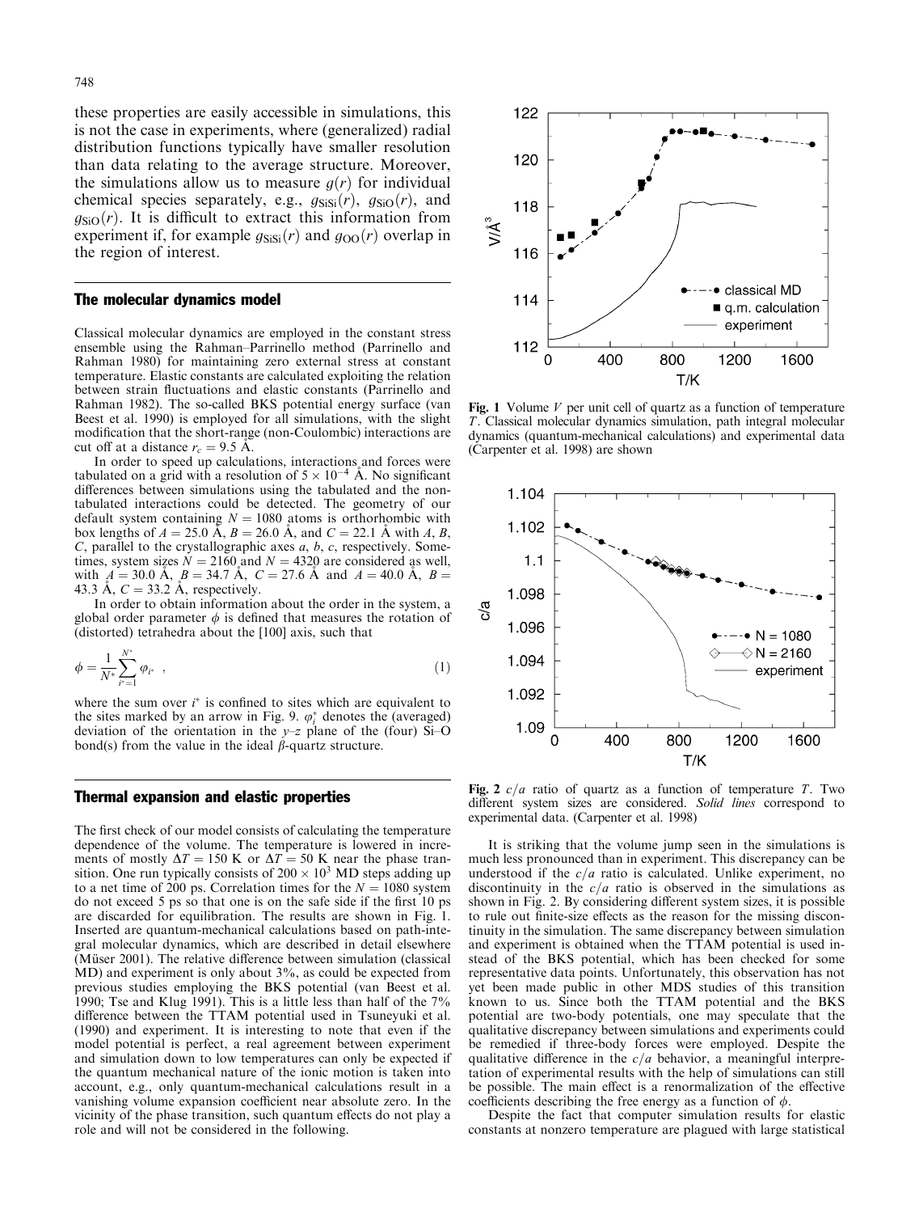these properties are easily accessible in simulations, this is not the case in experiments, where (generalized) radial distribution functions typically have smaller resolution than data relating to the average structure. Moreover, the simulations allow us to measure $g(r)$ for individual chemical species separately, e.g., $g_{\mathrm{SiSi}}(r)$, $g_{\mathrm{SiO}}(r)$, and $g_{\mathrm{SiO}}(r)$. It is difficult to extract this information from experiment if, for example $g_{\mathrm{SiSi}}(r)$ and $g_{\mathrm{OO}}(r)$ overlap in the region of interest.

## The molecular dynamics model

Classical molecular dynamics are employed in the constant stress ensemble using the Rahman–Parrinello method (Parrinello and Rahman 1980) for maintaining zero external stress at constant temperature. Elastic constants are calculated exploiting the relation between strain fluctuations and elastic constants (Parrinello and Rahman 1982). The so-called BKS potential energy surface (van Beest et al. 1990) is employed for all simulations, with the slight modification that the short-range (non-Coulombic) interactions are cut off at a distance $r_c = 9.5$ Å.

In order to speed up calculations, interactions and forces were tabulated on a grid with a resolution of $5 \times 10^{-4}$ Å. No significant differences between simulations using the tabulated and the non-tabulated interactions could be detected. The geometry of our default system containing $N = 1080$ atoms is orthorhombic with box lengths of $A = 25.0$ Å, $B = 26.0$ Å, and $C = 22.1$ Å with $A$, $B$, $C$, parallel to the crystallographic axes $a$, $b$, $c$, respectively. Sometimes, system sizes $N = 2160$ and $N = 4320$ are considered as well, with $A = 30.0$ Å, $B = 34.7$ Å, $C = 27.6$ Å and $A = 40.0$ Å, $B = 43.3$ Å, $C = 33.2$ Å, respectively.

In order to obtain information about the order in the system, a global order parameter $\phi$ is defined that measures the rotation of (distorted) tetrahedra about the [100] axis, such that

$$\phi = \frac{1}{N^*} \sum_{i^*=1}^{N^*} \varphi_{i^*} \quad , \tag{1}$$

where the sum over $i^*$ is confined to sites which are equivalent to the sites marked by an arrow in Fig. 9. $\varphi_i^*$ denotes the (averaged) deviation of the orientation in the $y$–$z$ plane of the (four) Si–O bond(s) from the value in the ideal $\beta$-quartz structure.

## Thermal expansion and elastic properties

The first check of our model consists of calculating the temperature dependence of the volume. The temperature is lowered in increments of mostly $\Delta T = 150$ K or $\Delta T = 50$ K near the phase transition. One run typically consists of $200 \times 10^3$ MD steps adding up to a net time of 200 ps. Correlation times for the $N = 1080$ system do not exceed 5 ps so that one is on the safe side if the first 10 ps are discarded for equilibration. The results are shown in Fig. 1. Inserted are quantum-mechanical calculations based on path-integral molecular dynamics, which are described in detail elsewhere (Müser 2001). The relative difference between simulation (classical MD) and experiment is only about 3%, as could be expected from previous studies employing the BKS potential (van Beest et al. 1990; Tse and Klug 1991). This is a little less than half of the 7% difference between the TTAM potential used in Tsuneyuki et al. (1990) and experiment. It is interesting to note that even if the model potential is perfect, a real agreement between experiment and simulation down to low temperatures can only be expected if the quantum mechanical nature of the ionic motion is taken into account, e.g., only quantum-mechanical calculations result in a vanishing volume expansion coefficient near absolute zero. In the vicinity of the phase transition, such quantum effects do not play a role and will not be considered in the following.

**Fig. 1** Volume $V$ per unit cell of quartz as a function of temperature $T$. Classical molecular dynamics simulation, path integral molecular dynamics (quantum-mechanical calculations) and experimental data (Carpenter et al. 1998) are shown

**Fig. 2** $c/a$ ratio of quartz as a function of temperature $T$. Two different system sizes are considered. *Solid lines* correspond to experimental data. (Carpenter et al. 1998)

It is striking that the volume jump seen in the simulations is much less pronounced than in experiment. This discrepancy can be understood if the $c/a$ ratio is calculated. Unlike experiment, no discontinuity in the $c/a$ ratio is observed in the simulations as shown in Fig. 2. By considering different system sizes, it is possible to rule out finite-size effects as the reason for the missing discontinuity in the simulation. The same discrepancy between simulation and experiment is obtained when the TTAM potential is used instead of the BKS potential, which has been checked for some representative data points. Unfortunately, this observation has not yet been made public in other MDS studies of this transition known to us. Since both the TTAM potential and the BKS potential are two-body potentials, one may speculate that the qualitative discrepancy between simulations and experiments could be remedied if three-body forces were employed. Despite the qualitative difference in the $c/a$ behavior, a meaningful interpretation of experimental results with the help of simulations can still be possible. The main effect is a renormalization of the effective coefficients describing the free energy as a function of $\phi$.

Despite the fact that computer simulation results for elastic constants at nonzero temperature are plagued with large statistical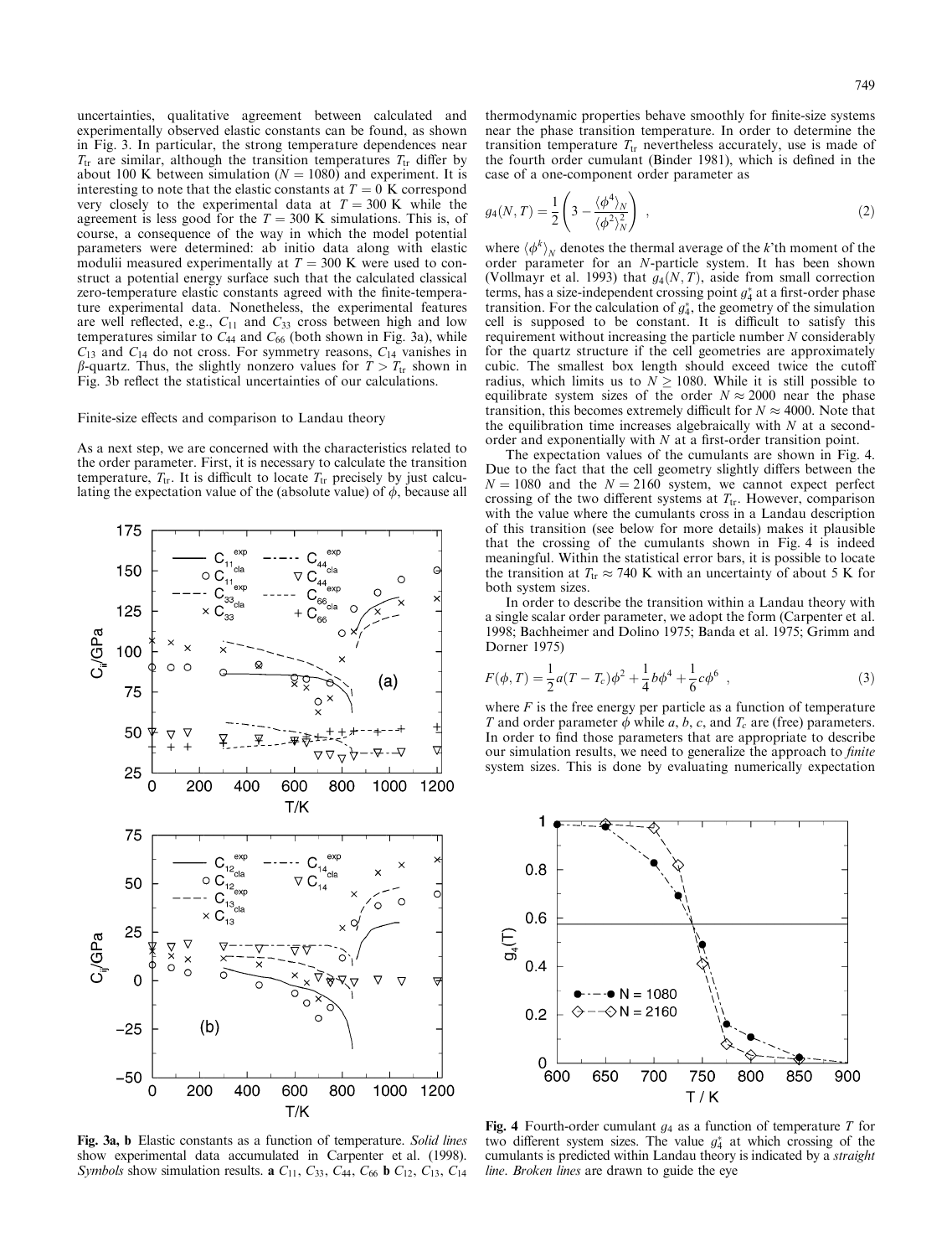uncertainties, qualitative agreement between calculated and experimentally observed elastic constants can be found, as shown in Fig. 3. In particular, the strong temperature dependences near $T_{tr}$ are similar, although the transition temperatures $T_{tr}$ differ by about 100 K between simulation ($N = 1080$) and experiment. It is interesting to note that the elastic constants at $T = 0$ K correspond very closely to the experimental data at $T = 300$ K while the agreement is less good for the $T = 300$ K simulations. This is, of course, a consequence of the way in which the model potential parameters were determined: ab initio data along with elastic moduli measured experimentally at $T = 300$ K were used to construct a potential energy surface such that the calculated classical zero-temperature elastic constants agreed with the finite-temperature experimental data. Nonetheless, the experimental features are well reflected, e.g., $C_{11}$ and $C_{33}$ cross between high and low temperatures similar to $C_{44}$ and $C_{66}$ (both shown in Fig. 3a), while $C_{13}$ and $C_{14}$ do not cross. For symmetry reasons, $C_{14}$ vanishes in $\beta$-quartz. Thus, the slightly nonzero values for $T > T_{tr}$ shown in Fig. 3b reflect the statistical uncertainties of our calculations.

## Finite-size effects and comparison to Landau theory

As a next step, we are concerned with the characteristics related to the order parameter. First, it is necessary to calculate the transition temperature, $T_{tr}$. It is difficult to locate $T_{tr}$ precisely by just calculating the expectation value of the (absolute value) of $\phi$, because all thermodynamic properties behave smoothly for finite-size systems near the phase transition temperature. In order to determine the transition temperature $T_{tr}$ nevertheless accurately, use is made of the fourth order cumulant (Binder 1981), which is defined in the case of a one-component order parameter as

$$g_4(N, T) = \frac{1}{2}\left(3 - \frac{\langle\phi^4\rangle_N}{\langle\phi^2\rangle_N^2}\right) , \qquad (2)$$

where $\langle\phi^k\rangle_N$ denotes the thermal average of the $k$'th moment of the order parameter for an $N$-particle system. It has been shown (Vollmayr et al. 1993) that $g_4(N, T)$, aside from small correction terms, has a size-independent crossing point $g_4^*$ at a first-order phase transition. For the calculation of $g_4^*$, the geometry of the simulation cell is supposed to be constant. It is difficult to satisfy this requirement without increasing the particle number $N$ considerably for the quartz structure if the cell geometries are approximately cubic. The smallest box length should exceed twice the cutoff radius, which limits us to $N \geq 1080$. While it is still possible to equilibrate system sizes of the order $N \approx 2000$ near the phase transition, this becomes extremely difficult for $N \approx 4000$. Note that the equilibration time increases algebraically with $N$ at a second-order and exponentially with $N$ at a first-order transition point.

The expectation values of the cumulants are shown in Fig. 4. Due to the fact that the cell geometry slightly differs between the $N = 1080$ and the $N = 2160$ system, we cannot expect perfect crossing of the two different systems at $T_{tr}$. However, comparison with the value where the cumulants cross in a Landau description of this transition (see below for more details) makes it plausible that the crossing of the cumulants shown in Fig. 4 is indeed meaningful. Within the statistical error bars, it is possible to locate the transition at $T_{tr} \approx 740$ K with an uncertainty of about 5 K for both system sizes.

In order to describe the transition within a Landau theory with a single scalar order parameter, we adopt the form (Carpenter et al. 1998; Bachheimer and Dolino 1975; Banda et al. 1975; Grimm and Dorner 1975)

$$F(\phi, T) = \frac{1}{2}a(T - T_c)\phi^2 + \frac{1}{4}b\phi^4 + \frac{1}{6}c\phi^6 , \qquad (3)$$

where $F$ is the free energy per particle as a function of temperature $T$ and order parameter $\phi$ while $a$, $b$, $c$, and $T_c$ are (free) parameters. In order to find those parameters that are appropriate to describe our simulation results, we need to generalize the approach to *finite* system sizes. This is done by evaluating numerically expectation

**Fig. 3a, b** Elastic constants as a function of temperature. *Solid lines* show experimental data accumulated in Carpenter et al. (1998). *Symbols* show simulation results. **a** $C_{11}$, $C_{33}$, $C_{44}$, $C_{66}$ **b** $C_{12}$, $C_{13}$, $C_{14}$

**Fig. 4** Fourth-order cumulant $g_4$ as a function of temperature $T$ for two different system sizes. The value $g_4^*$ at which crossing of the cumulants is predicted within Landau theory is indicated by a *straight line*. *Broken lines* are drawn to guide the eye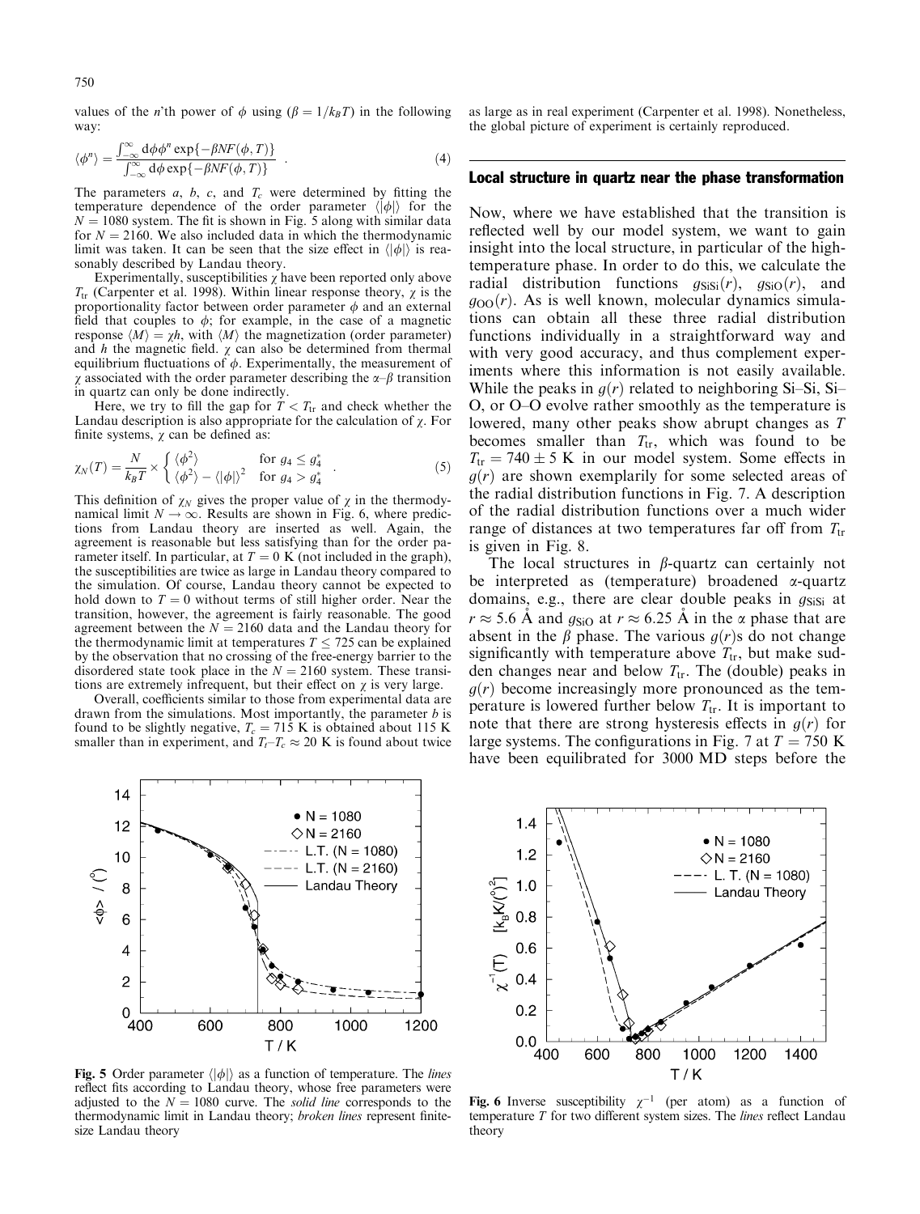values of the $n$'th power of $\phi$ using ($\beta = 1/k_B T$) in the following way:

$$\langle \phi^n \rangle = \frac{\int_{-\infty}^{\infty} d\phi \phi^n \exp\{-\beta N F(\phi, T)\}}{\int_{-\infty}^{\infty} d\phi \exp\{-\beta N F(\phi, T)\}} \quad . \tag{4}$$

The parameters $a$, $b$, $c$, and $T_c$ were determined by fitting the temperature dependence of the order parameter $\langle|\phi|\rangle$ for the $N = 1080$ system. The fit is shown in Fig. 5 along with similar data for $N = 2160$. We also included data in which the thermodynamic limit was taken. It can be seen that the size effect in $\langle|\phi|\rangle$ is reasonably described by Landau theory.

Experimentally, susceptibilities $\chi$ have been reported only above $T_{tr}$ (Carpenter et al. 1998). Within linear response theory, $\chi$ is the proportionality factor between order parameter $\phi$ and an external field that couples to $\phi$; for example, in the case of a magnetic response $\langle M \rangle = \chi h$, with $\langle M \rangle$ the magnetization (order parameter) and $h$ the magnetic field. $\chi$ can also be determined from thermal equilibrium fluctuations of $\phi$. Experimentally, the measurement of $\chi$ associated with the order parameter describing the $\alpha$–$\beta$ transition in quartz can only be done indirectly.

Here, we try to fill the gap for $T < T_{tr}$ and check whether the Landau description is also appropriate for the calculation of $\chi$. For finite systems, $\chi$ can be defined as:

$$\chi_N(T) = \frac{N}{k_B T} \times \begin{cases} \langle \phi^2 \rangle & \text{for } g_4 \leq g_4^* \\ \langle \phi^2 \rangle - \langle |\phi| \rangle^2 & \text{for } g_4 > g_4^* \end{cases} \quad . \tag{5}$$

This definition of $\chi_N$ gives the proper value of $\chi$ in the thermodynamical limit $N \to \infty$. Results are shown in Fig. 6, where predictions from Landau theory are inserted as well. Again, the agreement is reasonable but less satisfying than for the order parameter itself. In particular, at $T = 0$ K (not included in the graph), the susceptibilities are twice as large in Landau theory compared to the simulation. Of course, Landau theory cannot be expected to hold down to $T = 0$ without terms of still higher order. Near the transition, however, the agreement is fairly reasonable. The good agreement between the $N = 2160$ data and the Landau theory for the thermodynamic limit at temperatures $T \leq 725$ can be explained by the observation that no crossing of the free-energy barrier to the disordered state took place in the $N = 2160$ system. These transitions are extremely infrequent, but their effect on $\chi$ is very large.

Overall, coefficients similar to those from experimental data are drawn from the simulations. Most importantly, the parameter $b$ is found to be slightly negative, $T_c = 715$ K is obtained about 115 K smaller than in experiment, and $T_t$–$T_c \approx 20$ K is found about twice as large as in real experiment (Carpenter et al. 1998). Nonetheless, the global picture of experiment is certainly reproduced.

Fig. 5 Order parameter $\langle|\phi|\rangle$ as a function of temperature. The *lines* reflect fits according to Landau theory, whose free parameters were adjusted to the $N = 1080$ curve. The *solid line* corresponds to the thermodynamic limit in Landau theory; *broken lines* represent finite-size Landau theory

Fig. 6 Inverse susceptibility $\chi^{-1}$ (per atom) as a function of temperature $T$ for two different system sizes. The *lines* reflect Landau theory

## Local structure in quartz near the phase transformation

Now, where we have established that the transition is reflected well by our model system, we want to gain insight into the local structure, in particular of the high-temperature phase. In order to do this, we calculate the radial distribution functions $g_{SiSi}(r)$, $g_{SiO}(r)$, and $g_{OO}(r)$. As is well known, molecular dynamics simulations can obtain all these three radial distribution functions individually in a straightforward way and with very good accuracy, and thus complement experiments where this information is not easily available. While the peaks in $g(r)$ related to neighboring Si–Si, Si–O, or O–O evolve rather smoothly as the temperature is lowered, many other peaks show abrupt changes as $T$ becomes smaller than $T_{tr}$, which was found to be $T_{tr} = 740 \pm 5$ K in our model system. Some effects in $g(r)$ are shown exemplarily for some selected areas of the radial distribution functions in Fig. 7. A description of the radial distribution functions over a much wider range of distances at two temperatures far off from $T_{tr}$ is given in Fig. 8.

The local structures in $\beta$-quartz can certainly not be interpreted as (temperature) broadened $\alpha$-quartz domains, e.g., there are clear double peaks in $g_{SiSi}$ at $r \approx 5.6$ Å and $g_{SiO}$ at $r \approx 6.25$ Å in the $\alpha$ phase that are absent in the $\beta$ phase. The various $g(r)$s do not change significantly with temperature above $T_{tr}$, but make sudden changes near and below $T_{tr}$. The (double) peaks in $g(r)$ become increasingly more pronounced as the temperature is lowered further below $T_{tr}$. It is important to note that there are strong hysteresis effects in $g(r)$ for large systems. The configurations in Fig. 7 at $T = 750$ K have been equilibrated for 3000 MD steps before the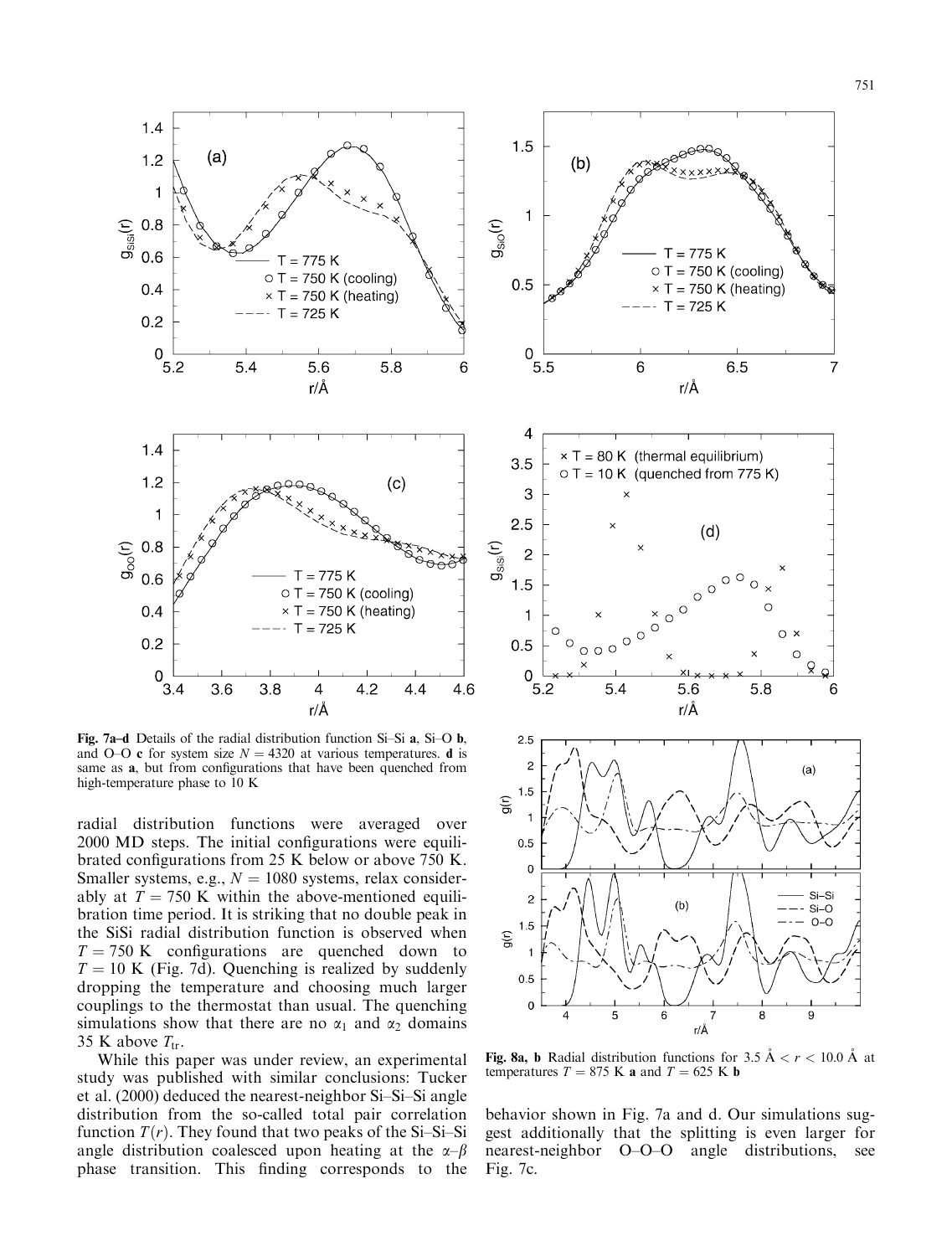**Fig. 7a–d** Details of the radial distribution function Si–Si **a**, Si–O **b**, and O–O **c** for system size $N = 4320$ at various temperatures. **d** is same as **a**, but from configurations that have been quenched from high-temperature phase to 10 K

radial distribution functions were averaged over 2000 MD steps. The initial configurations were equilibrated configurations from 25 K below or above 750 K. Smaller systems, e.g., $N = 1080$ systems, relax considerably at $T = 750$ K within the above-mentioned equilibration time period. It is striking that no double peak in the SiSi radial distribution function is observed when $T = 750$ K configurations are quenched down to $T = 10$ K (Fig. 7d). Quenching is realized by suddenly dropping the temperature and choosing much larger couplings to the thermostat than usual. The quenching simulations show that there are no $\alpha_1$ and $\alpha_2$ domains 35 K above $T_{tr}$.

While this paper was under review, an experimental study was published with similar conclusions: Tucker et al. (2000) deduced the nearest-neighbor Si–Si–Si angle distribution from the so-called total pair correlation function $T(r)$. They found that two peaks of the Si–Si–Si angle distribution coalesced upon heating at the $\alpha$–$\beta$ phase transition. This finding corresponds to the behavior shown in Fig. 7a and d. Our simulations suggest additionally that the splitting is even larger for nearest-neighbor O–O–O angle distributions, see Fig. 7c.

**Fig. 8a, b** Radial distribution functions for 3.5 Å $< r <$ 10.0 Å at temperatures $T = 875$ K **a** and $T = 625$ K **b**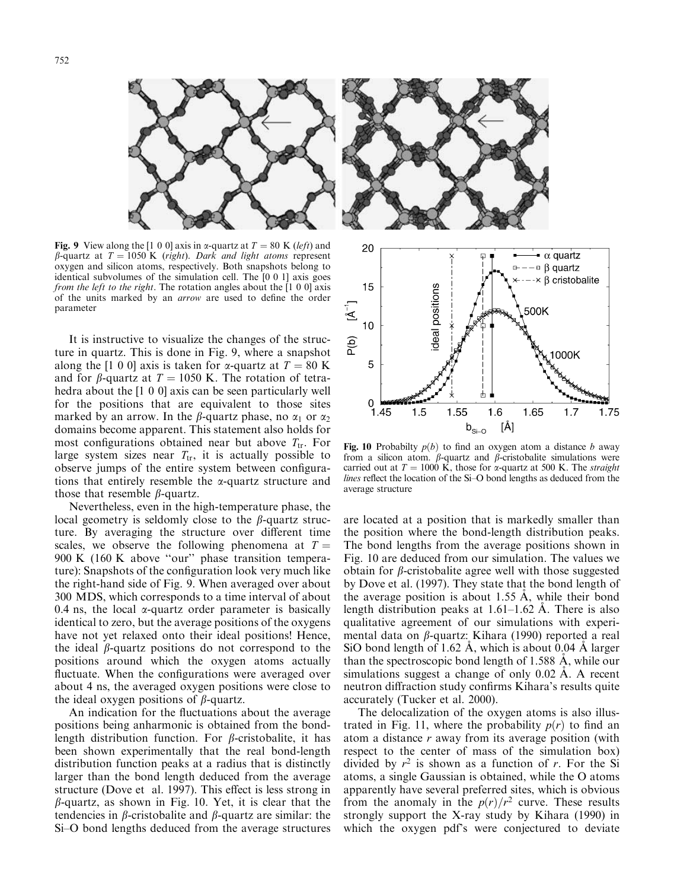**Fig. 9** View along the [1 0 0] axis in α-quartz at $T = 80$ K (*left*) and β-quartz at $T = 1050$ K (*right*). *Dark and light atoms* represent oxygen and silicon atoms, respectively. Both snapshots belong to identical subvolumes of the simulation cell. The [0 0 1] axis goes *from the left to the right*. The rotation angles about the [1 0 0] axis of the units marked by an *arrow* are used to define the order parameter

It is instructive to visualize the changes of the structure in quartz. This is done in Fig. 9, where a snapshot along the [1 0 0] axis is taken for α-quartz at $T = 80$ K and for β-quartz at $T = 1050$ K. The rotation of tetrahedra about the [1 0 0] axis can be seen particularly well for the positions that are equivalent to those sites marked by an arrow. In the β-quartz phase, no $\alpha_1$ or $\alpha_2$ domains become apparent. This statement also holds for most configurations obtained near but above $T_{tr}$. For large system sizes near $T_{tr}$, it is actually possible to observe jumps of the entire system between configurations that entirely resemble the α-quartz structure and those that resemble β-quartz.

Nevertheless, even in the high-temperature phase, the local geometry is seldomly close to the β-quartz structure. By averaging the structure over different time scales, we observe the following phenomena at $T = 900$ K (160 K above "our" phase transition temperature): Snapshots of the configuration look very much like the right-hand side of Fig. 9. When averaged over about 300 MDS, which corresponds to a time interval of about 0.4 ns, the local α-quartz order parameter is basically identical to zero, but the average positions of the oxygens have not yet relaxed onto their ideal positions! Hence, the ideal β-quartz positions do not correspond to the positions around which the oxygen atoms actually fluctuate. When the configurations were averaged over about 4 ns, the averaged oxygen positions were close to the ideal oxygen positions of β-quartz.

An indication for the fluctuations about the average positions being anharmonic is obtained from the bond-length distribution function. For β-cristobalite, it has been shown experimentally that the real bond-length distribution function peaks at a radius that is distinctly larger than the bond length deduced from the average structure (Dove et al. 1997). This effect is less strong in β-quartz, as shown in Fig. 10. Yet, it is clear that the tendencies in β-cristobalite and β-quartz are similar: the Si–O bond lengths deduced from the average structures are located at a position that is markedly smaller than the position where the bond-length distribution peaks. The bond lengths from the average positions shown in Fig. 10 are deduced from our simulation. The values we obtain for β-cristobalite agree well with those suggested by Dove et al. (1997). They state that the bond length of the average position is about 1.55 Å, while their bond length distribution peaks at 1.61–1.62 Å. There is also qualitative agreement of our simulations with experimental data on β-quartz: Kihara (1990) reported a real SiO bond length of 1.62 Å, which is about 0.04 Å larger than the spectroscopic bond length of 1.588 Å, while our simulations suggest a change of only 0.02 Å. A recent neutron diffraction study confirms Kihara's results quite accurately (Tucker et al. 2000).

**Fig. 10** Probabilty $p(b)$ to find an oxygen atom a distance $b$ away from a silicon atom. β-quartz and β-cristobalite simulations were carried out at $T = 1000$ K, those for α-quartz at 500 K. The *straight lines* reflect the location of the Si–O bond lengths as deduced from the average structure

The delocalization of the oxygen atoms is also illustrated in Fig. 11, where the probability $p(r)$ to find an atom a distance $r$ away from its average position (with respect to the center of mass of the simulation box) divided by $r^2$ is shown as a function of $r$. For the Si atoms, a single Gaussian is obtained, while the O atoms apparently have several preferred sites, which is obvious from the anomaly in the $p(r)/r^2$ curve. These results strongly support the X-ray study by Kihara (1990) in which the oxygen pdf's were conjectured to deviate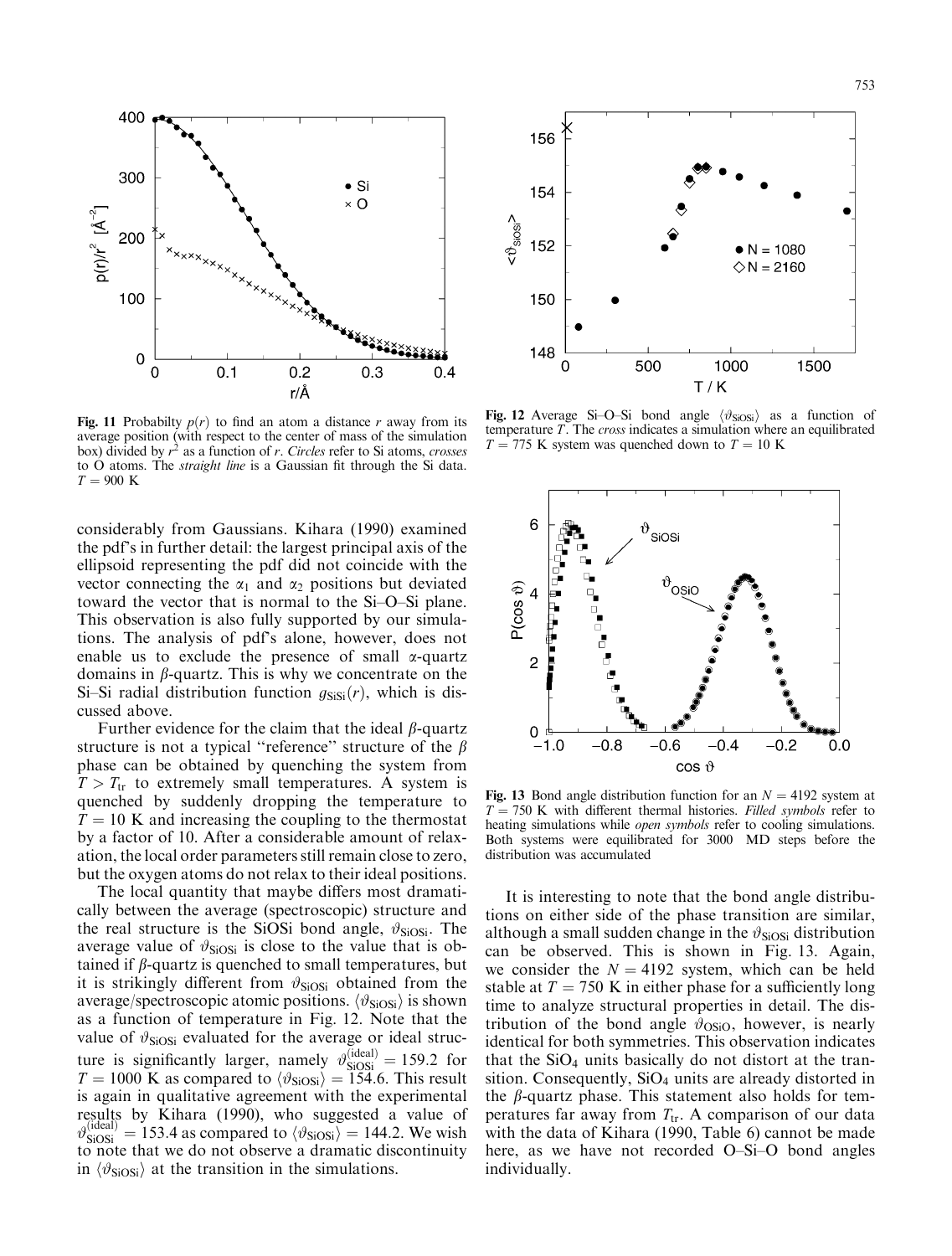Fig. 11 Probabilty $p(r)$ to find an atom a distance $r$ away from its average position (with respect to the center of mass of the simulation box) divided by $r^2$ as a function of $r$. *Circles* refer to Si atoms, *crosses* to O atoms. The *straight line* is a Gaussian fit through the Si data. $T = 900$ K

Fig. 12 Average Si–O–Si bond angle $\langle \vartheta_{SiOSi} \rangle$ as a function of temperature $T$. The *cross* indicates a simulation where an equilibrated $T = 775$ K system was quenched down to $T = 10$ K

considerably from Gaussians. Kihara (1990) examined the pdf's in further detail: the largest principal axis of the ellipsoid representing the pdf did not coincide with the vector connecting the $\alpha_1$ and $\alpha_2$ positions but deviated toward the vector that is normal to the Si–O–Si plane. This observation is also fully supported by our simulations. The analysis of pdf's alone, however, does not enable us to exclude the presence of small $\alpha$-quartz domains in $\beta$-quartz. This is why we concentrate on the Si–Si radial distribution function $g_{SiSi}(r)$, which is discussed above.

Further evidence for the claim that the ideal $\beta$-quartz structure is not a typical "reference" structure of the $\beta$ phase can be obtained by quenching the system from $T > T_{tr}$ to extremely small temperatures. A system is quenched by suddenly dropping the temperature to $T = 10$ K and increasing the coupling to the thermostat by a factor of 10. After a considerable amount of relaxation, the local order parameters still remain close to zero, but the oxygen atoms do not relax to their ideal positions.

The local quantity that maybe differs most dramatically between the average (spectroscopic) structure and the real structure is the SiOSi bond angle, $\vartheta_{SiOSi}$. The average value of $\vartheta_{SiOSi}$ is close to the value that is obtained if $\beta$-quartz is quenched to small temperatures, but it is strikingly different from $\vartheta_{SiOSi}$ obtained from the average/spectroscopic atomic positions. $\langle \vartheta_{SiOSi} \rangle$ is shown as a function of temperature in Fig. 12. Note that the value of $\vartheta_{SiOSi}$ evaluated for the average or ideal structure is significantly larger, namely $\vartheta_{SiOSi}^{(ideal)} = 159.2$ for $T = 1000$ K as compared to $\langle \vartheta_{SiOSi} \rangle = 154.6$. This result is again in qualitative agreement with the experimental results by Kihara (1990), who suggested a value of $\vartheta_{SiOSi}^{(ideal)} = 153.4$ as compared to $\langle \vartheta_{SiOSi} \rangle = 144.2$. We wish to note that we do not observe a dramatic discontinuity in $\langle \vartheta_{SiOSi} \rangle$ at the transition in the simulations.

Fig. 13 Bond angle distribution function for an $N = 4192$ system at $T = 750$ K with different thermal histories. *Filled symbols* refer to heating simulations while *open symbols* refer to cooling simulations. Both systems were equilibrated for 3000 MD steps before the distribution was accumulated

It is interesting to note that the bond angle distributions on either side of the phase transition are similar, although a small sudden change in the $\vartheta_{SiOSi}$ distribution can be observed. This is shown in Fig. 13. Again, we consider the $N = 4192$ system, which can be held stable at $T = 750$ K in either phase for a sufficiently long time to analyze structural properties in detail. The distribution of the bond angle $\vartheta_{OSiO}$, however, is nearly identical for both symmetries. This observation indicates that the $SiO_4$ units basically do not distort at the transition. Consequently, $SiO_4$ units are already distorted in the $\beta$-quartz phase. This statement also holds for temperatures far away from $T_{tr}$. A comparison of our data with the data of Kihara (1990, Table 6) cannot be made here, as we have not recorded O–Si–O bond angles individually.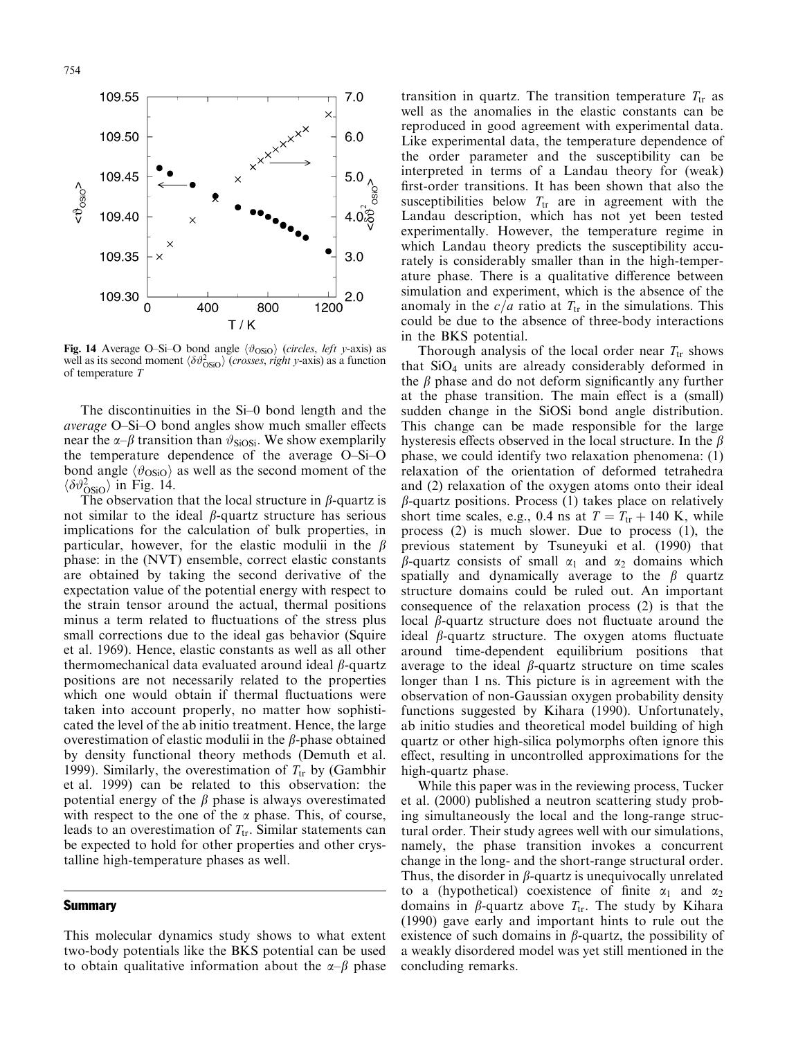Fig. 14 Average O–Si–O bond angle $\langle \vartheta_{\mathrm{OSiO}} \rangle$ (*circles*, *left y*-axis) as well as its second moment $\langle \delta\vartheta^2_{\mathrm{OSiO}} \rangle$ (*crosses*, *right y*-axis) as a function of temperature $T$

The discontinuities in the Si–0 bond length and the *average* O–Si–O bond angles show much smaller effects near the $\alpha$–$\beta$ transition than $\vartheta_{\mathrm{SiOSi}}$. We show exemplarily the temperature dependence of the average O–Si–O bond angle $\langle \vartheta_{\mathrm{OSiO}} \rangle$ as well as the second moment of the $\langle \delta\vartheta^2_{\mathrm{OSiO}} \rangle$ in Fig. 14.

The observation that the local structure in $\beta$-quartz is not similar to the ideal $\beta$-quartz structure has serious implications for the calculation of bulk properties, in particular, however, for the elastic moduli in the $\beta$ phase: in the (NVT) ensemble, correct elastic constants are obtained by taking the second derivative of the expectation value of the potential energy with respect to the strain tensor around the actual, thermal positions minus a term related to fluctuations of the stress plus small corrections due to the ideal gas behavior (Squire et al. 1969). Hence, elastic constants as well as all other thermomechanical data evaluated around ideal $\beta$-quartz positions are not necessarily related to the properties which one would obtain if thermal fluctuations were taken into account properly, no matter how sophisticated the level of the ab initio treatment. Hence, the large overestimation of elastic modulii in the $\beta$-phase obtained by density functional theory methods (Demuth et al. 1999). Similarly, the overestimation of $T_{\mathrm{tr}}$ by (Gambhir et al. 1999) can be related to this observation: the potential energy of the $\beta$ phase is always overestimated with respect to the one of the $\alpha$ phase. This, of course, leads to an overestimation of $T_{\mathrm{tr}}$. Similar statements can be expected to hold for other properties and other crystalline high-temperature phases as well.

## Summary

This molecular dynamics study shows to what extent two-body potentials like the BKS potential can be used to obtain qualitative information about the $\alpha$–$\beta$ phase transition in quartz. The transition temperature $T_{\mathrm{tr}}$ as well as the anomalies in the elastic constants can be reproduced in good agreement with experimental data. Like experimental data, the temperature dependence of the order parameter and the susceptibility can be interpreted in terms of a Landau theory for (weak) first-order transitions. It has been shown that also the susceptibilities below $T_{\mathrm{tr}}$ are in agreement with the Landau description, which has not yet been tested experimentally. However, the temperature regime in which Landau theory predicts the susceptibility accurately is considerably smaller than in the high-temperature phase. There is a qualitative difference between simulation and experiment, which is the absence of the anomaly in the $c/a$ ratio at $T_{\mathrm{tr}}$ in the simulations. This could be due to the absence of three-body interactions in the BKS potential.

Thorough analysis of the local order near $T_{\mathrm{tr}}$ shows that $SiO_4$ units are already considerably deformed in the $\beta$ phase and do not deform significantly any further at the phase transition. The main effect is a (small) sudden change in the SiOSi bond angle distribution. This change can be made responsible for the large hysteresis effects observed in the local structure. In the $\beta$ phase, we could identify two relaxation phenomena: (1) relaxation of the orientation of deformed tetrahedra and (2) relaxation of the oxygen atoms onto their ideal $\beta$-quartz positions. Process (1) takes place on relatively short time scales, e.g., 0.4 ns at $T = T_{\mathrm{tr}} + 140$ K, while process (2) is much slower. Due to process (1), the previous statement by Tsuneyuki et al. (1990) that $\beta$-quartz consists of small $\alpha_1$ and $\alpha_2$ domains which spatially and dynamically average to the $\beta$ quartz structure domains could be ruled out. An important consequence of the relaxation process (2) is that the local $\beta$-quartz structure does not fluctuate around the ideal $\beta$-quartz structure. The oxygen atoms fluctuate around time-dependent equilibrium positions that average to the ideal $\beta$-quartz structure on time scales longer than 1 ns. This picture is in agreement with the observation of non-Gaussian oxygen probability density functions suggested by Kihara (1990). Unfortunately, ab initio studies and theoretical model building of high quartz or other high-silica polymorphs often ignore this effect, resulting in uncontrolled approximations for the high-quartz phase.

While this paper was in the reviewing process, Tucker et al. (2000) published a neutron scattering study probing simultaneously the local and the long-range structural order. Their study agrees well with our simulations, namely, the phase transition invokes a concurrent change in the long- and the short-range structural order. Thus, the disorder in $\beta$-quartz is unequivocally unrelated to a (hypothetical) coexistence of finite $\alpha_1$ and $\alpha_2$ domains in $\beta$-quartz above $T_{\mathrm{tr}}$. The study by Kihara (1990) gave early and important hints to rule out the existence of such domains in $\beta$-quartz, the possibility of a weakly disordered model was yet still mentioned in the concluding remarks.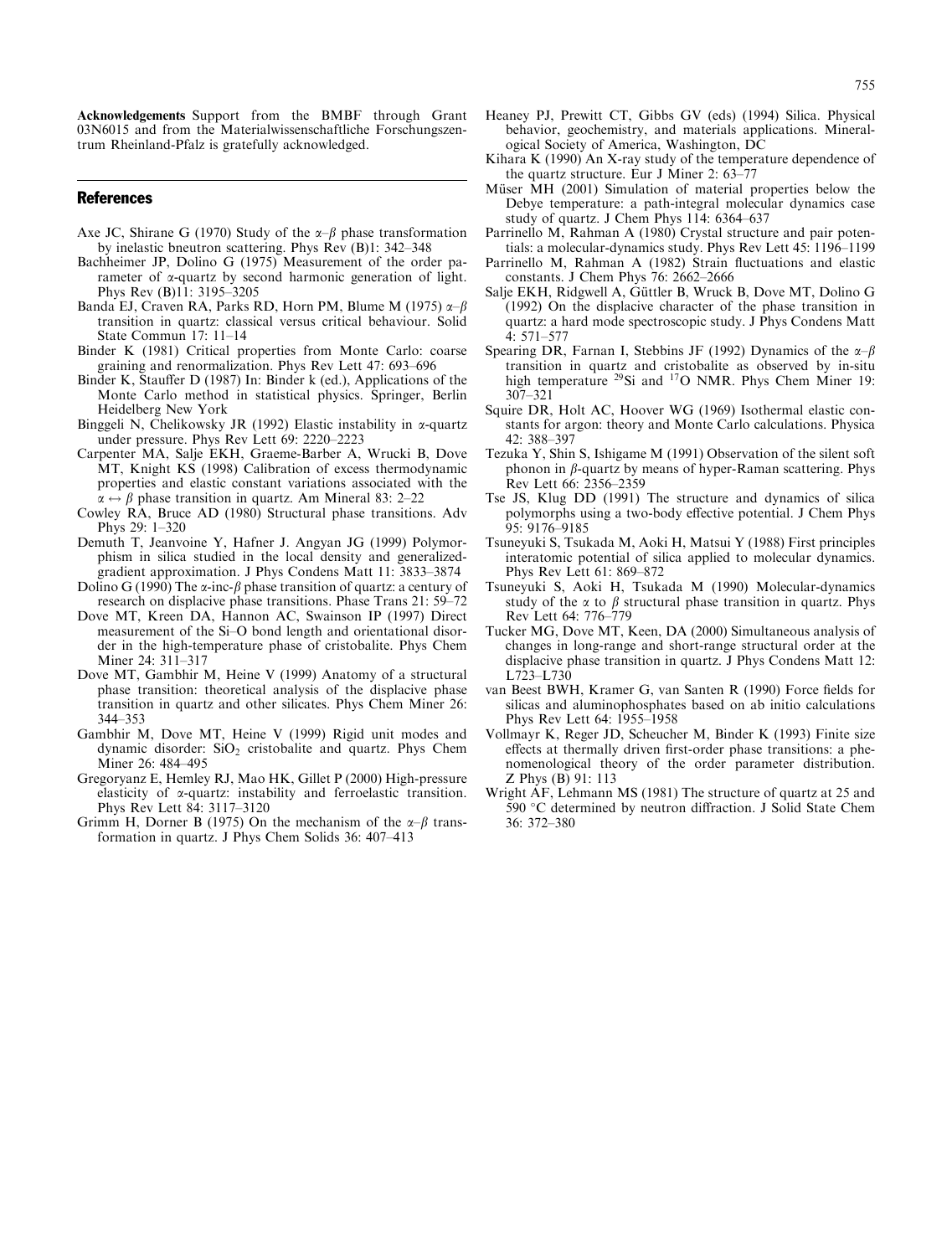**Acknowledgements** Support from the BMBF through Grant 03N6015 and from the Materialwissenschaftliche Forschungszentrum Rheinland-Pfalz is gratefully acknowledged.

## References

Axe JC, Shirane G (1970) Study of the $\alpha$–$\beta$ phase transformation by inelastic bneutron scattering. Phys Rev (B)1: 342–348

Bachheimer JP, Dolino G (1975) Measurement of the order parameter of $\alpha$-quartz by second harmonic generation of light. Phys Rev (B)11: 3195–3205

Banda EJ, Craven RA, Parks RD, Horn PM, Blume M (1975) $\alpha$–$\beta$ transition in quartz: classical versus critical behaviour. Solid State Commun 17: 11–14

Binder K (1981) Critical properties from Monte Carlo: coarse graining and renormalization. Phys Rev Lett 47: 693–696

Binder K, Stauffer D (1987) In: Binder k (ed.), Applications of the Monte Carlo method in statistical physics. Springer, Berlin Heidelberg New York

Binggeli N, Chelikowsky JR (1992) Elastic instability in $\alpha$-quartz under pressure. Phys Rev Lett 69: 2220–2223

Carpenter MA, Salje EKH, Graeme-Barber A, Wrucki B, Dove MT, Knight KS (1998) Calibration of excess thermodynamic properties and elastic constant variations associated with the $\alpha \leftrightarrow \beta$ phase transition in quartz. Am Mineral 83: 2–22

Cowley RA, Bruce AD (1980) Structural phase transitions. Adv Phys 29: 1–320

Demuth T, Jeanvoine Y, Hafner J. Angyan JG (1999) Polymorphism in silica studied in the local density and generalized-gradient approximation. J Phys Condens Matt 11: 3833–3874

Dolino G (1990) The $\alpha$-inc-$\beta$ transition of quartz: a century of research on displacive phase transitions. Phase Trans 21: 59–72

Dove MT, Kreen DA, Hannon AC, Swainson IP (1997) Direct measurement of the Si–O bond length and orientational disorder in the high-temperature phase of cristobalite. Phys Chem Miner 24: 311–317

Dove MT, Gambhir M, Heine V (1999) Anatomy of a structural phase transition: theoretical analysis of the displacive phase transition in quartz and other silicates. Phys Chem Miner 26: 344–353

Gambhir M, Dove MT, Heine V (1999) Rigid unit modes and dynamic disorder: $SiO_2$ cristobalite and quartz. Phys Chem Miner 26: 484–495

Gregoryanz E, Hemley RJ, Mao HK, Gillet P (2000) High-pressure elasticity of $\alpha$-quartz: instability and ferroelastic transition. Phys Rev Lett 84: 3117–3120

Grimm H, Dorner B (1975) On the mechanism of the $\alpha$–$\beta$ transformation in quartz. J Phys Chem Solids 36: 407–413

Heaney PJ, Prewitt CT, Gibbs GV (eds) (1994) Silica. Physical behavior, geochemistry, and materials applications. Mineralogical Society of America, Washington, DC

Kihara K (1990) An X-ray study of the temperature dependence of the quartz structure. Eur J Miner 2: 63–77

Müser MH (2001) Simulation of material properties below the Debye temperature: a path-integral molecular dynamics case study of quartz. J Chem Phys 114: 6364–637

Parrinello M, Rahman A (1980) Crystal structure and pair potentials: a molecular-dynamics study. Phys Rev Lett 45: 1196–1199

Parrinello M, Rahman A (1982) Strain fluctuations and elastic constants. J Chem Phys 76: 2662–2666

Salje EKH, Ridgwell A, Güttler B, Wruck B, Dove MT, Dolino G (1992) On the displacive character of the phase transition in quartz: a hard mode spectroscopic study. J Phys Condens Matt 4: 571–577

Spearing DR, Farnan I, Stebbins JF (1992) Dynamics of the $\alpha$–$\beta$ transition in quartz and cristobalite as observed by in-situ high temperature $^{29}Si$ and $^{17}O$ NMR. Phys Chem Miner 19: 307–321

Squire DR, Holt AC, Hoover WG (1969) Isothermal elastic constants for argon: theory and Monte Carlo calculations. Physica 42: 388–397

Tezuka Y, Shin S, Ishigame M (1991) Observation of the silent soft phonon in $\beta$-quartz by means of hyper-Raman scattering. Phys Rev Lett 66: 2356–2359

Tse JS, Klug DD (1991) The structure and dynamics of silica polymorphs using a two-body effective potential. J Chem Phys 95: 9176–9185

Tsuneyuki S, Tsukada M, Aoki H, Matsui Y (1988) First principles interatomic potential of silica applied to molecular dynamics. Phys Rev Lett 61: 869–872

Tsuneyuki S, Aoki H, Tsukada M (1990) Molecular-dynamics study of the $\alpha$ to $\beta$ structural phase transition in quartz. Phys Rev Lett 64: 776–779

Tucker MG, Dove MT, Keen, DA (2000) Simultaneous analysis of changes in long-range and short-range structural order at the displacive phase transition in quartz. J Phys Condens Matt 12: L723–L730

van Beest BWH, Kramer G, van Santen R (1990) Force fields for silicas and aluminophosphates based on ab initio calculations Phys Rev Lett 64: 1955–1958

Vollmayr K, Reger JD, Scheucher M, Binder K (1993) Finite size effects at thermally driven first-order phase transitions: a phenomenological theory of the order parameter distribution. Z Phys (B) 91: 113

Wright AF, Lehmann MS (1981) The structure of quartz at 25 and 590 °C determined by neutron diffraction. J Solid State Chem 36: 372–380